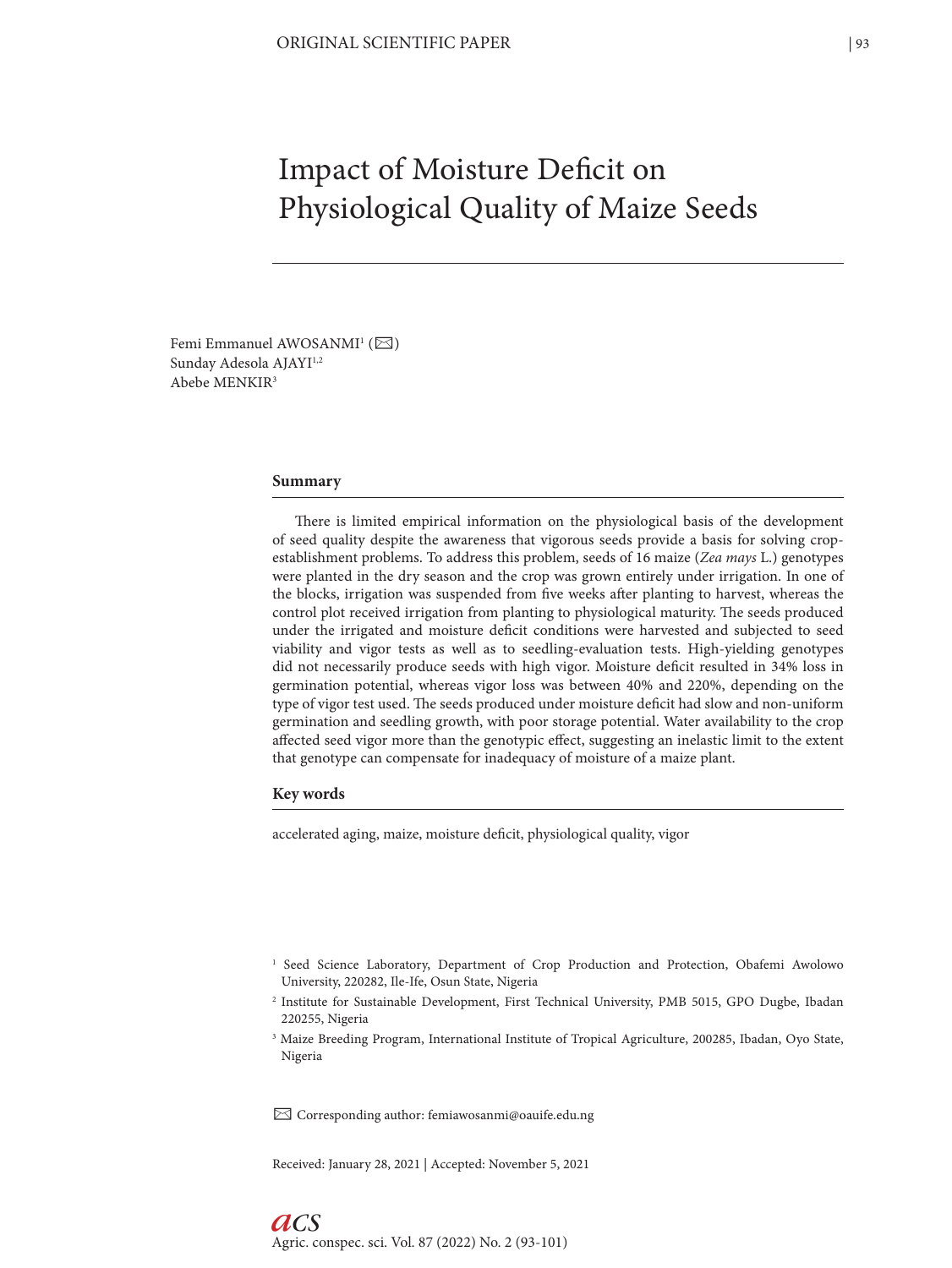ORIGINAL SCIENTIFIC PAPER

# Impact of Moisture Deficit on Physiological Quality of Maize Seeds

Femi Emmanuel AWOSANMI[1] (✉)
Sunday Adesola AJAYI[1,2]
Abebe MENKIR[3]

## Summary

There is limited empirical information on the physiological basis of the development of seed quality despite the awareness that vigorous seeds provide a basis for solving crop-establishment problems. To address this problem, seeds of 16 maize (*Zea mays* L.) genotypes were planted in the dry season and the crop was grown entirely under irrigation. In one of the blocks, irrigation was suspended from five weeks after planting to harvest, whereas the control plot received irrigation from planting to physiological maturity. The seeds produced under the irrigated and moisture deficit conditions were harvested and subjected to seed viability and vigor tests as well as to seedling-evaluation tests. High-yielding genotypes did not necessarily produce seeds with high vigor. Moisture deficit resulted in 34% loss in germination potential, whereas vigor loss was between 40% and 220%, depending on the type of vigor test used. The seeds produced under moisture deficit had slow and non-uniform germination and seedling growth, with poor storage potential. Water availability to the crop affected seed vigor more than the genotypic effect, suggesting an inelastic limit to the extent that genotype can compensate for inadequacy of moisture of a maize plant.

## Key words

accelerated aging, maize, moisture deficit, physiological quality, vigor

[1] Seed Science Laboratory, Department of Crop Production and Protection, Obafemi Awolowo University, 220282, Ile-Ife, Osun State, Nigeria

[2] Institute for Sustainable Development, First Technical University, PMB 5015, GPO Dugbe, Ibadan 220255, Nigeria

[3] Maize Breeding Program, International Institute of Tropical Agriculture, 200285, Ibadan, Oyo State, Nigeria

✉ Corresponding author: femiawosanmi@oauife.edu.ng

Received: January 28, 2021 | Accepted: November 5, 2021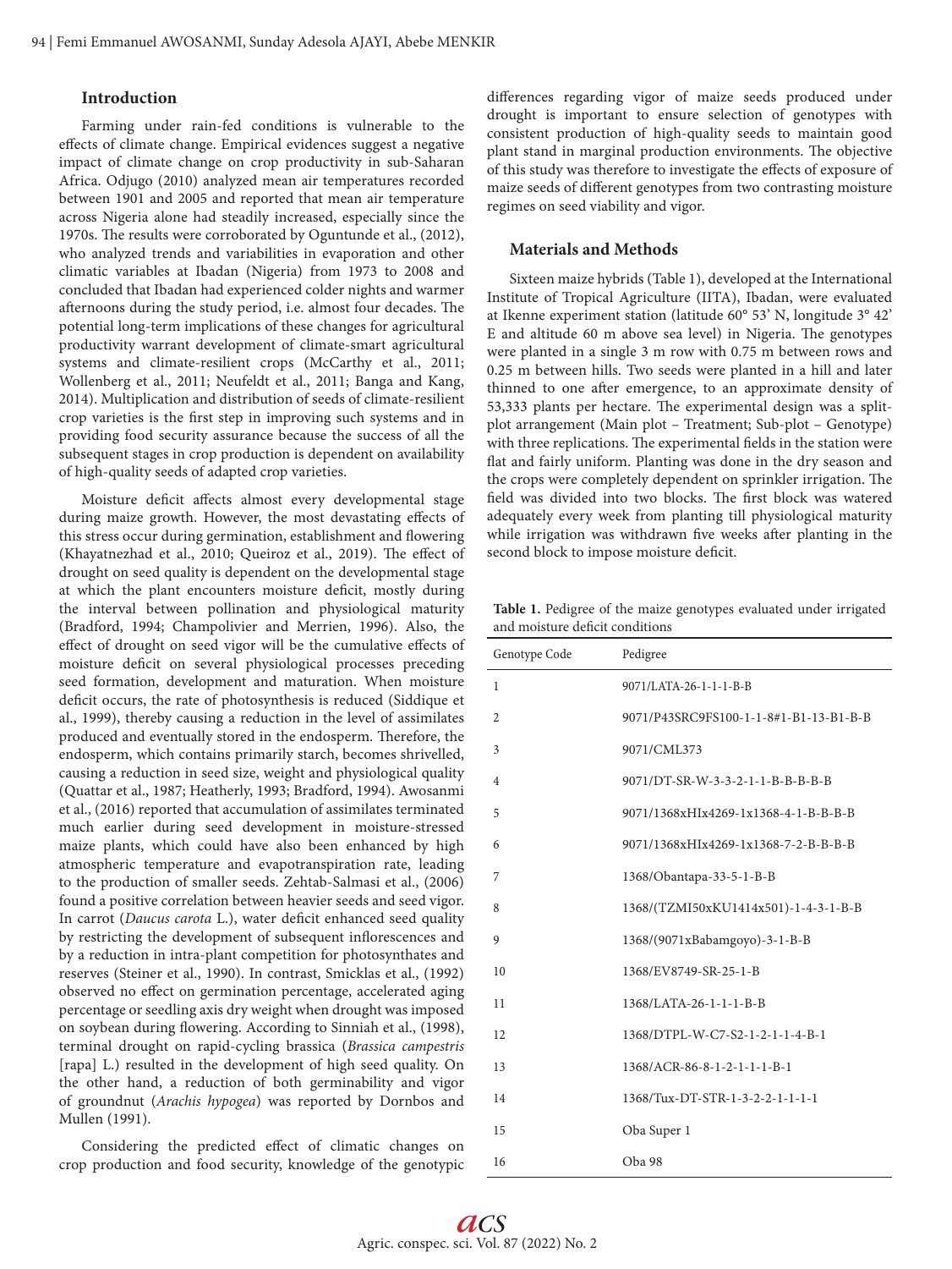## Introduction

Farming under rain-fed conditions is vulnerable to the effects of climate change. Empirical evidences suggest a negative impact of climate change on crop productivity in sub-Saharan Africa. Odjugo (2010) analyzed mean air temperatures recorded between 1901 and 2005 and reported that mean air temperature across Nigeria alone had steadily increased, especially since the 1970s. The results were corroborated by Oguntunde et al., (2012), who analyzed trends and variabilities in evaporation and other climatic variables at Ibadan (Nigeria) from 1973 to 2008 and concluded that Ibadan had experienced colder nights and warmer afternoons during the study period, i.e. almost four decades. The potential long-term implications of these changes for agricultural productivity warrant development of climate-smart agricultural systems and climate-resilient crops (McCarthy et al., 2011; Wollenberg et al., 2011; Neufeldt et al., 2011; Banga and Kang, 2014). Multiplication and distribution of seeds of climate-resilient crop varieties is the first step in improving such systems and in providing food security assurance because the success of all the subsequent stages in crop production is dependent on availability of high-quality seeds of adapted crop varieties.

Moisture deficit affects almost every developmental stage during maize growth. However, the most devastating effects of this stress occur during germination, establishment and flowering (Khayatnezhad et al., 2010; Queiroz et al., 2019). The effect of drought on seed quality is dependent on the developmental stage at which the plant encounters moisture deficit, mostly during the interval between pollination and physiological maturity (Bradford, 1994; Champolivier and Merrien, 1996). Also, the effect of drought on seed vigor will be the cumulative effects of moisture deficit on several physiological processes preceding seed formation, development and maturation. When moisture deficit occurs, the rate of photosynthesis is reduced (Siddique et al., 1999), thereby causing a reduction in the level of assimilates produced and eventually stored in the endosperm. Therefore, the endosperm, which contains primarily starch, becomes shrivelled, causing a reduction in seed size, weight and physiological quality (Quattar et al., 1987; Heatherly, 1993; Bradford, 1994). Awosanmi et al., (2016) reported that accumulation of assimilates terminated much earlier during seed development in moisture-stressed maize plants, which could have also been enhanced by high atmospheric temperature and evapotranspiration rate, leading to the production of smaller seeds. Zehtab-Salmasi et al., (2006) found a positive correlation between heavier seeds and seed vigor. In carrot (*Daucus carota* L.), water deficit enhanced seed quality by restricting the development of subsequent inflorescences and by a reduction in intra-plant competition for photosynthates and reserves (Steiner et al., 1990). In contrast, Smicklas et al., (1992) observed no effect on germination percentage, accelerated aging percentage or seedling axis dry weight when drought was imposed on soybean during flowering. According to Sinniah et al., (1998), terminal drought on rapid-cycling brassica (*Brassica campestris* [rapa] L.) resulted in the development of high seed quality. On the other hand, a reduction of both germinability and vigor of groundnut (*Arachis hypogea*) was reported by Dornbos and Mullen (1991).

Considering the predicted effect of climatic changes on crop production and food security, knowledge of the genotypic differences regarding vigor of maize seeds produced under drought is important to ensure selection of genotypes with consistent production of high-quality seeds to maintain good plant stand in marginal production environments. The objective of this study was therefore to investigate the effects of exposure of maize seeds of different genotypes from two contrasting moisture regimes on seed viability and vigor.

## Materials and Methods

Sixteen maize hybrids (Table 1), developed at the International Institute of Tropical Agriculture (IITA), Ibadan, were evaluated at Ikenne experiment station (latitude 60° 53' N, longitude 3° 42' E and altitude 60 m above sea level) in Nigeria. The genotypes were planted in a single 3 m row with 0.75 m between rows and 0.25 m between hills. Two seeds were planted in a hill and later thinned to one after emergence, to an approximate density of 53,333 plants per hectare. The experimental design was a split-plot arrangement (Main plot – Treatment; Sub-plot – Genotype) with three replications. The experimental fields in the station were flat and fairly uniform. Planting was done in the dry season and the crops were completely dependent on sprinkler irrigation. The field was divided into two blocks. The first block was watered adequately every week from planting till physiological maturity while irrigation was withdrawn five weeks after planting in the second block to impose moisture deficit.

**Table 1.** Pedigree of the maize genotypes evaluated under irrigated and moisture deficit conditions

| Genotype Code | Pedigree |
|---|---|
| 1 | 9071/LATA-26-1-1-1-B-B |
| 2 | 9071/P43SRC9FS100-1-1-8#1-B1-13-B1-B-B |
| 3 | 9071/CML373 |
| 4 | 9071/DT-SR-W-3-3-2-1-1-B-B-B-B-B |
| 5 | 9071/1368xHIx4269-1x1368-4-1-B-B-B-B |
| 6 | 9071/1368xHIx4269-1x1368-7-2-B-B-B-B |
| 7 | 1368/Obantapa-33-5-1-B-B |
| 8 | 1368/(TZMI50xKU1414x501)-1-4-3-1-B-B |
| 9 | 1368/(9071xBabamgoyo)-3-1-B-B |
| 10 | 1368/EV8749-SR-25-1-B |
| 11 | 1368/LATA-26-1-1-1-B-B |
| 12 | 1368/DTPL-W-C7-S2-1-2-1-1-4-B-1 |
| 13 | 1368/ACR-86-8-1-2-1-1-1-B-1 |
| 14 | 1368/Tux-DT-STR-1-3-2-2-1-1-1-1 |
| 15 | Oba Super 1 |
| 16 | Oba 98 |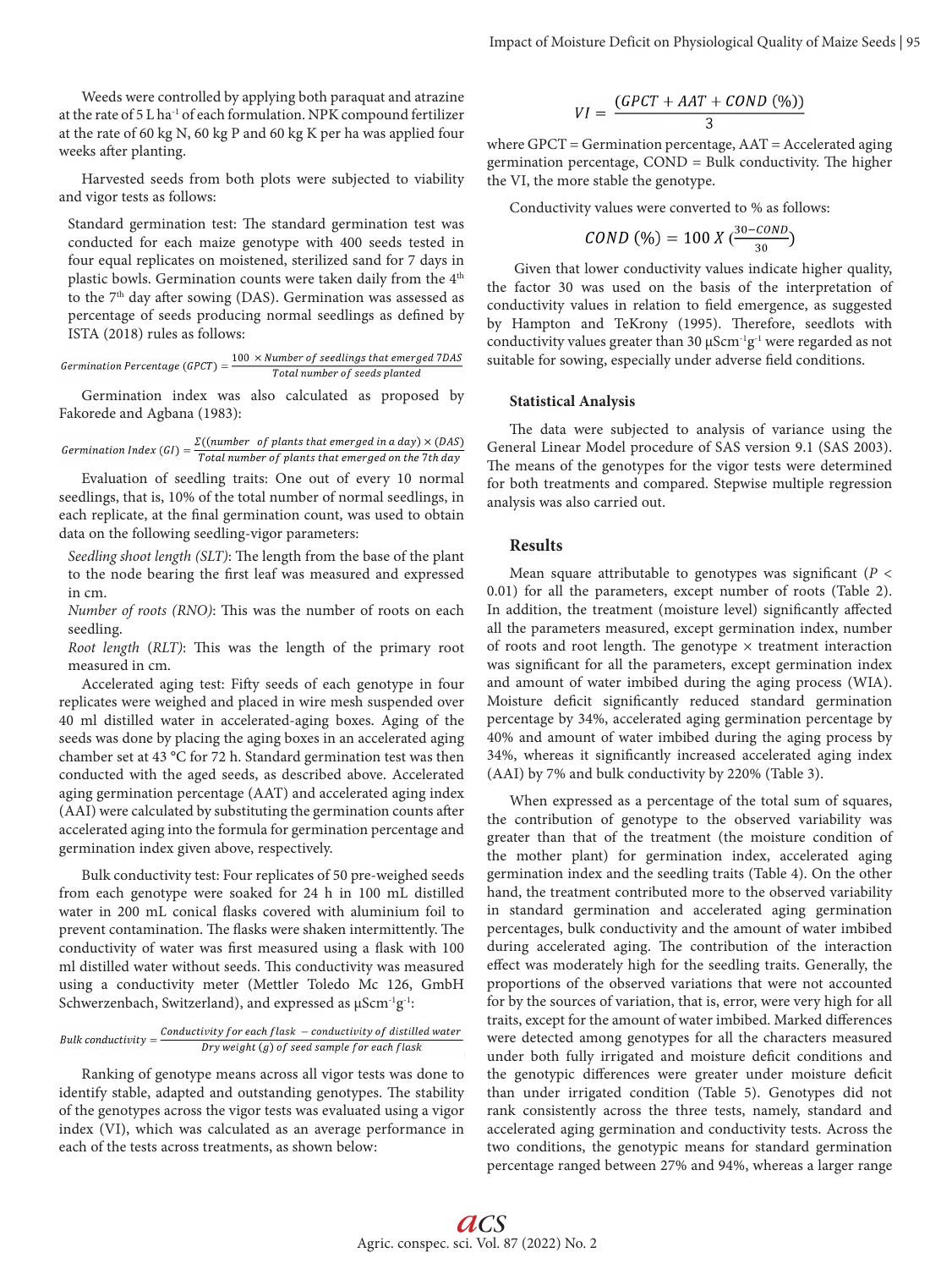Weeds were controlled by applying both paraquat and atrazine at the rate of 5 L $ha^{-1}$ of each formulation. NPK compound fertilizer at the rate of 60 kg N, 60 kg P and 60 kg K per ha was applied four weeks after planting.

Harvested seeds from both plots were subjected to viability and vigor tests as follows:

Standard germination test: The standard germination test was conducted for each maize genotype with 400 seeds tested in four equal replicates on moistened, sterilized sand for 7 days in plastic bowls. Germination counts were taken daily from the 4th to the 7th day after sowing (DAS). Germination was assessed as percentage of seeds producing normal seedlings as defined by ISTA (2018) rules as follows:

$$Germination\ Percentage\ (GPCT) = \frac{100 \times Number\ of\ seedlings\ that\ emerged\ 7DAS}{Total\ number\ of\ seeds\ planted}$$

Germination index was also calculated as proposed by Fakorede and Agbana (1983):

$$Germination\ Index\ (GI) = \frac{\Sigma((number\ \ of\ plants\ that\ emerged\ in\ a\ day) \times (DAS)}{Total\ number\ of\ plants\ that\ emerged\ on\ the\ 7th\ day}$$

Evaluation of seedling traits: One out of every 10 normal seedlings, that is, 10% of the total number of normal seedlings, in each replicate, at the final germination count, was used to obtain data on the following seedling-vigor parameters:

*Seedling shoot length (SLT)*: The length from the base of the plant to the node bearing the first leaf was measured and expressed in cm.

*Number of roots (RNO)*: This was the number of roots on each seedling.

*Root length* (*RLT*): This was the length of the primary root measured in cm.

Accelerated aging test: Fifty seeds of each genotype in four replicates were weighed and placed in wire mesh suspended over 40 ml distilled water in accelerated-aging boxes. Aging of the seeds was done by placing the aging boxes in an accelerated aging chamber set at 43 °C for 72 h. Standard germination test was then conducted with the aged seeds, as described above. Accelerated aging germination percentage (AAT) and accelerated aging index (AAI) were calculated by substituting the germination counts after accelerated aging into the formula for germination percentage and germination index given above, respectively.

Bulk conductivity test: Four replicates of 50 pre-weighed seeds from each genotype were soaked for 24 h in 100 mL distilled water in 200 mL conical flasks covered with aluminium foil to prevent contamination. The flasks were shaken intermittently. The conductivity of water was first measured using a flask with 100 ml distilled water without seeds. This conductivity was measured using a conductivity meter (Mettler Toledo Mc 126, GmbH Schwerzenbach, Switzerland), and expressed as $\mu Scm^{-1}g^{-1}$:

$$Bulk\ conductivity = \frac{Conductivity\ for\ each\ flask\ - conductivity\ of\ distilled\ water}{Dry\ weight\ (g)\ of\ seed\ sample\ for\ each\ flask}$$

Ranking of genotype means across all vigor tests was done to identify stable, adapted and outstanding genotypes. The stability of the genotypes across the vigor tests was evaluated using a vigor index (VI), which was calculated as an average performance in each of the tests across treatments, as shown below:

$$VI = \frac{(GPCT + AAT + COND\ (\%))}{3}$$

where GPCT = Germination percentage, AAT = Accelerated aging germination percentage, COND = Bulk conductivity. The higher the VI, the more stable the genotype.

Conductivity values were converted to % as follows:

$$COND\ (\%) = 100\ X\ (\frac{30 - COND}{30})$$

Given that lower conductivity values indicate higher quality, the factor 30 was used on the basis of the interpretation of conductivity values in relation to field emergence, as suggested by Hampton and TeKrony (1995). Therefore, seedlots with conductivity values greater than 30 $\mu Scm^{-1}g^{-1}$ were regarded as not suitable for sowing, especially under adverse field conditions.

### Statistical Analysis

The data were subjected to analysis of variance using the General Linear Model procedure of SAS version 9.1 (SAS 2003). The means of the genotypes for the vigor tests were determined for both treatments and compared. Stepwise multiple regression analysis was also carried out.

## Results

Mean square attributable to genotypes was significant ($P < 0.01$) for all the parameters, except number of roots (Table 2). In addition, the treatment (moisture level) significantly affected all the parameters measured, except germination index, number of roots and root length. The genotype × treatment interaction was significant for all the parameters, except germination index and amount of water imbibed during the aging process (WIA). Moisture deficit significantly reduced standard germination percentage by 34%, accelerated aging germination percentage by 40% and amount of water imbibed during the aging process by 34%, whereas it significantly increased accelerated aging index (AAI) by 7% and bulk conductivity by 220% (Table 3).

When expressed as a percentage of the total sum of squares, the contribution of genotype to the observed variability was greater than that of the treatment (the moisture condition of the mother plant) for germination index, accelerated aging germination index and the seedling traits (Table 4). On the other hand, the treatment contributed more to the observed variability in standard germination and accelerated aging germination percentages, bulk conductivity and the amount of water imbibed during accelerated aging. The contribution of the interaction effect was moderately high for the seedling traits. Generally, the proportions of the observed variations that were not accounted for by the sources of variation, that is, error, were very high for all traits, except for the amount of water imbibed. Marked differences were detected among genotypes for all the characters measured under both fully irrigated and moisture deficit conditions and the genotypic differences were greater under moisture deficit than under irrigated condition (Table 5). Genotypes did not rank consistently across the three tests, namely, standard and accelerated aging germination and conductivity tests. Across the two conditions, the genotypic means for standard germination percentage ranged between 27% and 94%, whereas a larger range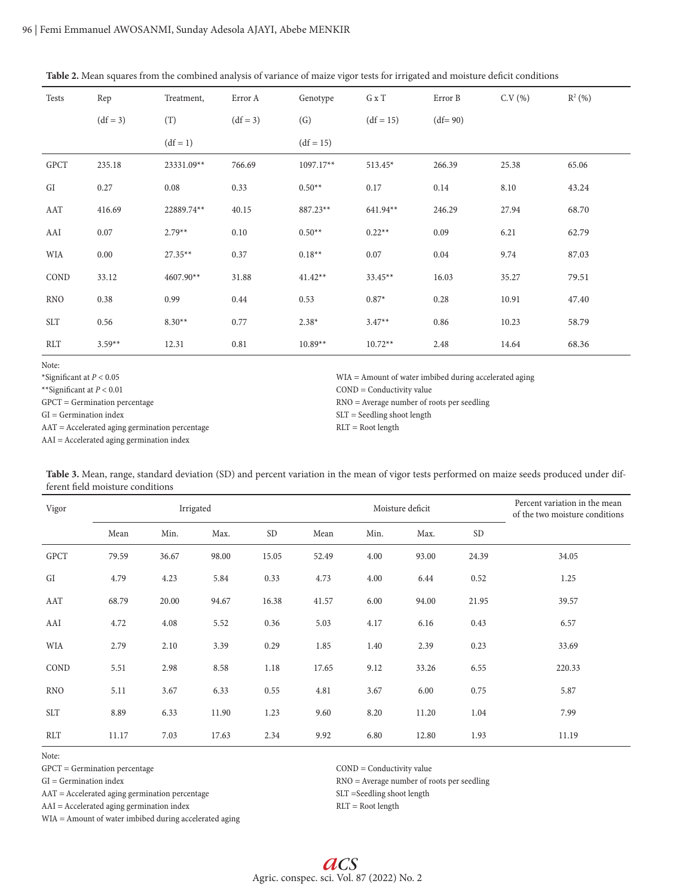**Table 2.** Mean squares from the combined analysis of variance of maize vigor tests for irrigated and moisture deficit conditions

| Tests | Rep (df = 3) | Treatment, (T) (df = 1) | Error A (df = 3) | Genotype (G) (df = 15) | G x T (df = 15) | Error B (df= 90) | C.V (%) | $R^2$ (%) |
|---|---|---|---|---|---|---|---|---|
| GPCT | 235.18 | 23331.09** | 766.69 | 1097.17** | 513.45* | 266.39 | 25.38 | 65.06 |
| GI | 0.27 | 0.08 | 0.33 | 0.50** | 0.17 | 0.14 | 8.10 | 43.24 |
| AAT | 416.69 | 22889.74** | 40.15 | 887.23** | 641.94** | 246.29 | 27.94 | 68.70 |
| AAI | 0.07 | 2.79** | 0.10 | 0.50** | 0.22** | 0.09 | 6.21 | 62.79 |
| WIA | 0.00 | 27.35** | 0.37 | 0.18** | 0.07 | 0.04 | 9.74 | 87.03 |
| COND | 33.12 | 4607.90** | 31.88 | 41.42** | 33.45** | 16.03 | 35.27 | 79.51 |
| RNO | 0.38 | 0.99 | 0.44 | 0.53 | 0.87* | 0.28 | 10.91 | 47.40 |
| SLT | 0.56 | 8.30** | 0.77 | 2.38* | 3.47** | 0.86 | 10.23 | 58.79 |
| RLT | 3.59** | 12.31 | 0.81 | 10.89** | 10.72** | 2.48 | 14.64 | 68.36 |

Note:
*Significant at $P < 0.05$
**Significant at $P < 0.01$
GPCT = Germination percentage
GI = Germination index
AAT = Accelerated aging germination percentage
AAI = Accelerated aging germination index
WIA = Amount of water imbibed during accelerated aging
COND = Conductivity value
RNO = Average number of roots per seedling
SLT = Seedling shoot length
RLT = Root length

**Table 3.** Mean, range, standard deviation (SD) and percent variation in the mean of vigor tests performed on maize seeds produced under different field moisture conditions

| Vigor | Irrigated | | | | Moisture deficit | | | | Percent variation in the mean of the two moisture conditions |
|---|---|---|---|---|---|---|---|---|---|
| | Mean | Min. | Max. | SD | Mean | Min. | Max. | SD | |
| GPCT | 79.59 | 36.67 | 98.00 | 15.05 | 52.49 | 4.00 | 93.00 | 24.39 | 34.05 |
| GI | 4.79 | 4.23 | 5.84 | 0.33 | 4.73 | 4.00 | 6.44 | 0.52 | 1.25 |
| AAT | 68.79 | 20.00 | 94.67 | 16.38 | 41.57 | 6.00 | 94.00 | 21.95 | 39.57 |
| AAI | 4.72 | 4.08 | 5.52 | 0.36 | 5.03 | 4.17 | 6.16 | 0.43 | 6.57 |
| WIA | 2.79 | 2.10 | 3.39 | 0.29 | 1.85 | 1.40 | 2.39 | 0.23 | 33.69 |
| COND | 5.51 | 2.98 | 8.58 | 1.18 | 17.65 | 9.12 | 33.26 | 6.55 | 220.33 |
| RNO | 5.11 | 3.67 | 6.33 | 0.55 | 4.81 | 3.67 | 6.00 | 0.75 | 5.87 |
| SLT | 8.89 | 6.33 | 11.90 | 1.23 | 9.60 | 8.20 | 11.20 | 1.04 | 7.99 |
| RLT | 11.17 | 7.03 | 17.63 | 2.34 | 9.92 | 6.80 | 12.80 | 1.93 | 11.19 |

Note:
GPCT = Germination percentage
GI = Germination index
AAT = Accelerated aging germination percentage
AAI = Accelerated aging germination index
WIA = Amount of water imbibed during accelerated aging
COND = Conductivity value
RNO = Average number of roots per seedling
SLT =Seedling shoot length
RLT = Root length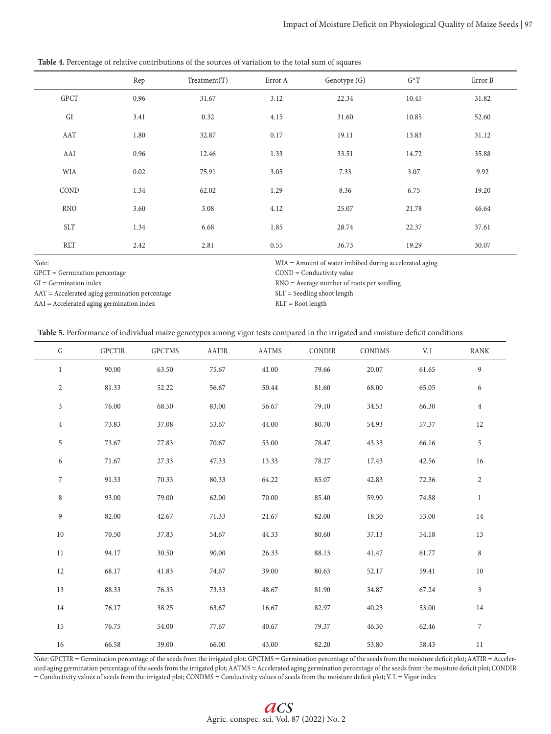**Table 4.** Percentage of relative contributions of the sources of variation to the total sum of squares

| | Rep | Treatment(T) | Error A | Genotype (G) | G*T | Error B |
|---|---|---|---|---|---|---|
| GPCT | 0.96 | 31.67 | 3.12 | 22.34 | 10.45 | 31.82 |
| GI | 3.41 | 0.32 | 4.15 | 31.60 | 10.85 | 52.60 |
| AAT | 1.80 | 32.87 | 0.17 | 19.11 | 13.83 | 31.12 |
| AAI | 0.96 | 12.46 | 1.33 | 33.51 | 14.72 | 35.88 |
| WIA | 0.02 | 75.91 | 3.05 | 7.33 | 3.07 | 9.92 |
| COND | 1.34 | 62.02 | 1.29 | 8.36 | 6.75 | 19.20 |
| RNO | 3.60 | 3.08 | 4.12 | 25.07 | 21.78 | 46.64 |
| SLT | 1.34 | 6.68 | 1.85 | 28.74 | 22.37 | 37.61 |
| RLT | 2.42 | 2.81 | 0.55 | 36.73 | 19.29 | 30.07 |

Note:
GPCT = Germination percentage
GI = Germination index
AAT = Accelerated aging germination percentage
AAI = Accelerated aging germination index
WIA = Amount of water imbibed during accelerated aging
COND = Conductivity value
RNO = Average number of roots per seedling
SLT = Seedling shoot length
RLT = Root length

**Table 5.** Performance of individual maize genotypes among vigor tests compared in the irrigated and moisture deficit conditions

| G | GPCTIR | GPCTMS | AATIR | AATMS | CONDIR | CONDMS | V. I | RANK |
|---|---|---|---|---|---|---|---|---|
| 1 | 90.00 | 63.50 | 75.67 | 41.00 | 79.66 | 20.07 | 61.65 | 9 |
| 2 | 81.33 | 52.22 | 56.67 | 50.44 | 81.60 | 68.00 | 65.05 | 6 |
| 3 | 76.00 | 68.50 | 83.00 | 56.67 | 79.10 | 34.53 | 66.30 | 4 |
| 4 | 73.83 | 37.08 | 53.67 | 44.00 | 80.70 | 54.93 | 57.37 | 12 |
| 5 | 73.67 | 77.83 | 70.67 | 53.00 | 78.47 | 43.33 | 66.16 | 5 |
| 6 | 71.67 | 27.33 | 47.33 | 13.33 | 78.27 | 17.43 | 42.56 | 16 |
| 7 | 91.33 | 70.33 | 80.33 | 64.22 | 85.07 | 42.83 | 72.36 | 2 |
| 8 | 93.00 | 79.00 | 62.00 | 70.00 | 85.40 | 59.90 | 74.88 | 1 |
| 9 | 82.00 | 42.67 | 71.33 | 21.67 | 82.00 | 18.30 | 53.00 | 14 |
| 10 | 70.50 | 37.83 | 54.67 | 44.33 | 80.60 | 37.13 | 54.18 | 13 |
| 11 | 94.17 | 30.50 | 90.00 | 26.33 | 88.13 | 41.47 | 61.77 | 8 |
| 12 | 68.17 | 41.83 | 74.67 | 39.00 | 80.63 | 52.17 | 59.41 | 10 |
| 13 | 88.33 | 76.33 | 73.33 | 48.67 | 81.90 | 34.87 | 67.24 | 3 |
| 14 | 76.17 | 38.25 | 63.67 | 16.67 | 82.97 | 40.23 | 53.00 | 14 |
| 15 | 76.75 | 54.00 | 77.67 | 40.67 | 79.37 | 46.30 | 62.46 | 7 |
| 16 | 66.58 | 39.00 | 66.00 | 43.00 | 82.20 | 53.80 | 58.43 | 11 |

Note: GPCTIR = Germination percentage of the seeds from the irrigated plot; GPCTMS = Germination percentage of the seeds from the moisture deficit plot; AATIR = Accelerated aging germination percentage of the seeds from the irrigated plot; AATMS = Accelerated aging germination percentage of the seeds from the moisture deficit plot; CONDIR = Conductivity values of seeds from the irrigated plot; CONDMS = Conductivity values of seeds from the moisture deficit plot; V. I. = Vigor index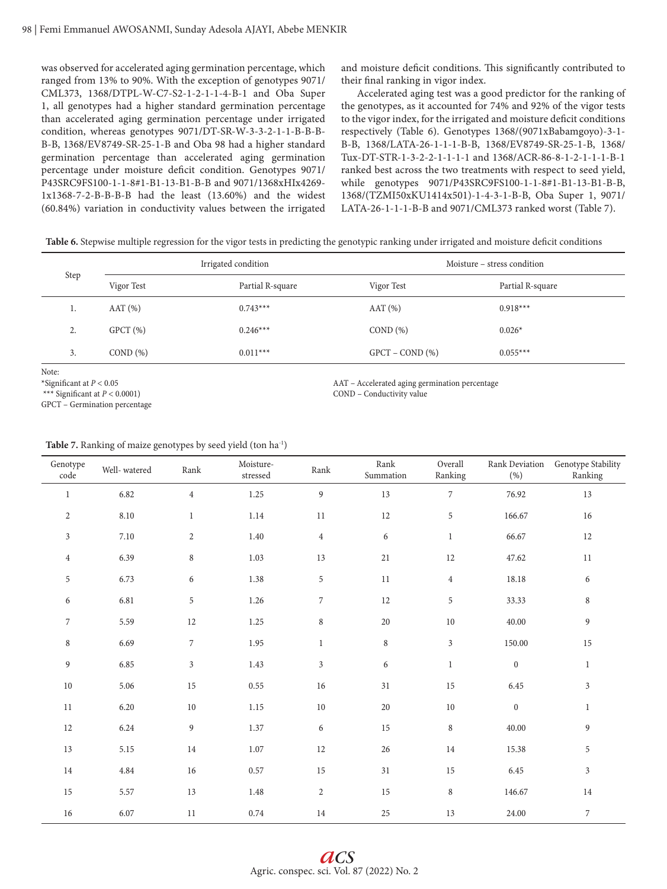was observed for accelerated aging germination percentage, which ranged from 13% to 90%. With the exception of genotypes 9071/CML373, 1368/DTPL-W-C7-S2-1-2-1-1-4-B-1 and Oba Super 1, all genotypes had a higher standard germination percentage than accelerated aging germination percentage under irrigated condition, whereas genotypes 9071/DT-SR-W-3-3-2-1-1-B-B-B-B-B, 1368/EV8749-SR-25-1-B and Oba 98 had a higher standard germination percentage than accelerated aging germination percentage under moisture deficit condition. Genotypes 9071/P43SRC9FS100-1-1-8#1-B1-13-B1-B-B and 9071/1368xHIx4269-1x1368-7-2-B-B-B-B had the least (13.60%) and the widest (60.84%) variation in conductivity values between the irrigated and moisture deficit conditions. This significantly contributed to their final ranking in vigor index.

Accelerated aging test was a good predictor for the ranking of the genotypes, as it accounted for 74% and 92% of the vigor tests to the vigor index, for the irrigated and moisture deficit conditions respectively (Table 6). Genotypes 1368/(9071xBabamgoyo)-3-1-B-B, 1368/LATA-26-1-1-1-B-B, 1368/EV8749-SR-25-1-B, 1368/Tux-DT-STR-1-3-2-2-1-1-1-1 and 1368/ACR-86-8-1-2-1-1-1-B-1 ranked best across the two treatments with respect to seed yield, while genotypes 9071/P43SRC9FS100-1-1-8#1-B1-13-B1-B-B, 1368/(TZMI50xKU1414x501)-1-4-3-1-B-B, Oba Super 1, 9071/LATA-26-1-1-1-B-B and 9071/CML373 ranked worst (Table 7).

**Table 6.** Stepwise multiple regression for the vigor tests in predicting the genotypic ranking under irrigated and moisture deficit conditions

| Step | Irrigated condition | | Moisture – stress condition | |
|---|---|---|---|---|
| | Vigor Test | Partial R-square | Vigor Test | Partial R-square |
| 1. | AAT (%) | 0.743*** | AAT (%) | 0.918*** |
| 2. | GPCT (%) | 0.246*** | COND (%) | 0.026* |
| 3. | COND (%) | 0.011*** | GPCT – COND (%) | 0.055*** |

Note:
*Significant at $P < 0.05$
*** Significant at $P < 0.0001$
GPCT – Germination percentage
AAT – Accelerated aging germination percentage
COND – Conductivity value

**Table 7.** Ranking of maize genotypes by seed yield (ton $ha^{-1}$)

| Genotype code | Well- watered | Rank | Moisture-stressed | Rank | Rank Summation | Overall Ranking | Rank Deviation (%) | Genotype Stability Ranking |
|---|---|---|---|---|---|---|---|---|
| 1 | 6.82 | 4 | 1.25 | 9 | 13 | 7 | 76.92 | 13 |
| 2 | 8.10 | 1 | 1.14 | 11 | 12 | 5 | 166.67 | 16 |
| 3 | 7.10 | 2 | 1.40 | 4 | 6 | 1 | 66.67 | 12 |
| 4 | 6.39 | 8 | 1.03 | 13 | 21 | 12 | 47.62 | 11 |
| 5 | 6.73 | 6 | 1.38 | 5 | 11 | 4 | 18.18 | 6 |
| 6 | 6.81 | 5 | 1.26 | 7 | 12 | 5 | 33.33 | 8 |
| 7 | 5.59 | 12 | 1.25 | 8 | 20 | 10 | 40.00 | 9 |
| 8 | 6.69 | 7 | 1.95 | 1 | 8 | 3 | 150.00 | 15 |
| 9 | 6.85 | 3 | 1.43 | 3 | 6 | 1 | 0 | 1 |
| 10 | 5.06 | 15 | 0.55 | 16 | 31 | 15 | 6.45 | 3 |
| 11 | 6.20 | 10 | 1.15 | 10 | 20 | 10 | 0 | 1 |
| 12 | 6.24 | 9 | 1.37 | 6 | 15 | 8 | 40.00 | 9 |
| 13 | 5.15 | 14 | 1.07 | 12 | 26 | 14 | 15.38 | 5 |
| 14 | 4.84 | 16 | 0.57 | 15 | 31 | 15 | 6.45 | 3 |
| 15 | 5.57 | 13 | 1.48 | 2 | 15 | 8 | 146.67 | 14 |
| 16 | 6.07 | 11 | 0.74 | 14 | 25 | 13 | 24.00 | 7 |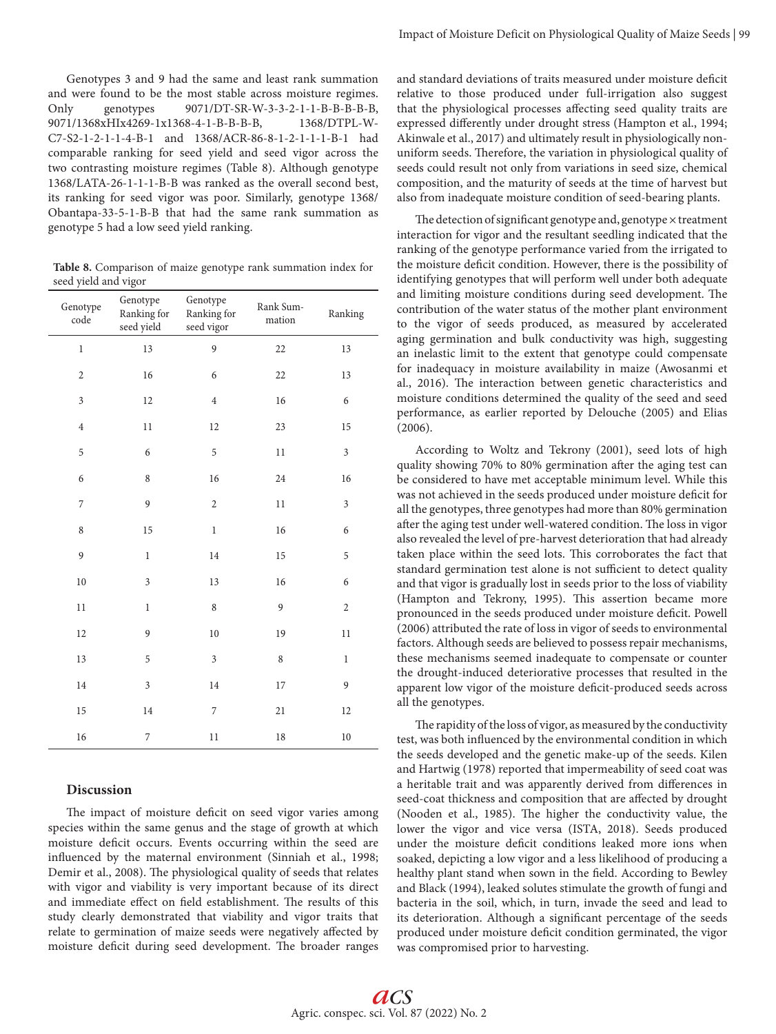Genotypes 3 and 9 had the same and least rank summation and were found to be the most stable across moisture regimes. Only genotypes 9071/DT-SR-W-3-3-2-1-1-B-B-B-B-B, 9071/1368xHIx4269-1x1368-4-1-B-B-B-B, 1368/DTPL-W-C7-S2-1-2-1-1-4-B-1 and 1368/ACR-86-8-1-2-1-1-1-B-1 had comparable ranking for seed yield and seed vigor across the two contrasting moisture regimes (Table 8). Although genotype 1368/LATA-26-1-1-1-B-B was ranked as the overall second best, its ranking for seed vigor was poor. Similarly, genotype 1368/Obantapa-33-5-1-B-B that had the same rank summation as genotype 5 had a low seed yield ranking.

**Table 8.** Comparison of maize genotype rank summation index for seed yield and vigor

| Genotype code | Genotype Ranking for seed yield | Genotype Ranking for seed vigor | Rank Summation | Ranking |
|---|---|---|---|---|
| 1 | 13 | 9 | 22 | 13 |
| 2 | 16 | 6 | 22 | 13 |
| 3 | 12 | 4 | 16 | 6 |
| 4 | 11 | 12 | 23 | 15 |
| 5 | 6 | 5 | 11 | 3 |
| 6 | 8 | 16 | 24 | 16 |
| 7 | 9 | 2 | 11 | 3 |
| 8 | 15 | 1 | 16 | 6 |
| 9 | 1 | 14 | 15 | 5 |
| 10 | 3 | 13 | 16 | 6 |
| 11 | 1 | 8 | 9 | 2 |
| 12 | 9 | 10 | 19 | 11 |
| 13 | 5 | 3 | 8 | 1 |
| 14 | 3 | 14 | 17 | 9 |
| 15 | 14 | 7 | 21 | 12 |
| 16 | 7 | 11 | 18 | 10 |

## Discussion

The impact of moisture deficit on seed vigor varies among species within the same genus and the stage of growth at which moisture deficit occurs. Events occurring within the seed are influenced by the maternal environment (Sinniah et al., 1998; Demir et al., 2008). The physiological quality of seeds that relates with vigor and viability is very important because of its direct and immediate effect on field establishment. The results of this study clearly demonstrated that viability and vigor traits that relate to germination of maize seeds were negatively affected by moisture deficit during seed development. The broader ranges and standard deviations of traits measured under moisture deficit relative to those produced under full-irrigation also suggest that the physiological processes affecting seed quality traits are expressed differently under drought stress (Hampton et al., 1994; Akinwale et al., 2017) and ultimately result in physiologically non-uniform seeds. Therefore, the variation in physiological quality of seeds could result not only from variations in seed size, chemical composition, and the maturity of seeds at the time of harvest but also from inadequate moisture condition of seed-bearing plants.

The detection of significant genotype and, genotype × treatment interaction for vigor and the resultant seedling indicated that the ranking of the genotype performance varied from the irrigated to the moisture deficit condition. However, there is the possibility of identifying genotypes that will perform well under both adequate and limiting moisture conditions during seed development. The contribution of the water status of the mother plant environment to the vigor of seeds produced, as measured by accelerated aging germination and bulk conductivity was high, suggesting an inelastic limit to the extent that genotype could compensate for inadequacy in moisture availability in maize (Awosanmi et al., 2016). The interaction between genetic characteristics and moisture conditions determined the quality of the seed and seed performance, as earlier reported by Delouche (2005) and Elias (2006).

According to Woltz and Tekrony (2001), seed lots of high quality showing 70% to 80% germination after the aging test can be considered to have met acceptable minimum level. While this was not achieved in the seeds produced under moisture deficit for all the genotypes, three genotypes had more than 80% germination after the aging test under well-watered condition. The loss in vigor also revealed the level of pre-harvest deterioration that had already taken place within the seed lots. This corroborates the fact that standard germination test alone is not sufficient to detect quality and that vigor is gradually lost in seeds prior to the loss of viability (Hampton and Tekrony, 1995). This assertion became more pronounced in the seeds produced under moisture deficit. Powell (2006) attributed the rate of loss in vigor of seeds to environmental factors. Although seeds are believed to possess repair mechanisms, these mechanisms seemed inadequate to compensate or counter the drought-induced deteriorative processes that resulted in the apparent low vigor of the moisture deficit-produced seeds across all the genotypes.

The rapidity of the loss of vigor, as measured by the conductivity test, was both influenced by the environmental condition in which the seeds developed and the genetic make-up of the seeds. Kilen and Hartwig (1978) reported that impermeability of seed coat was a heritable trait and was apparently derived from differences in seed-coat thickness and composition that are affected by drought (Nooden et al., 1985). The higher the conductivity value, the lower the vigor and vice versa (ISTA, 2018). Seeds produced under the moisture deficit conditions leaked more ions when soaked, depicting a low vigor and a less likelihood of producing a healthy plant stand when sown in the field. According to Bewley and Black (1994), leaked solutes stimulate the growth of fungi and bacteria in the soil, which, in turn, invade the seed and lead to its deterioration. Although a significant percentage of the seeds produced under moisture deficit condition germinated, the vigor was compromised prior to harvesting.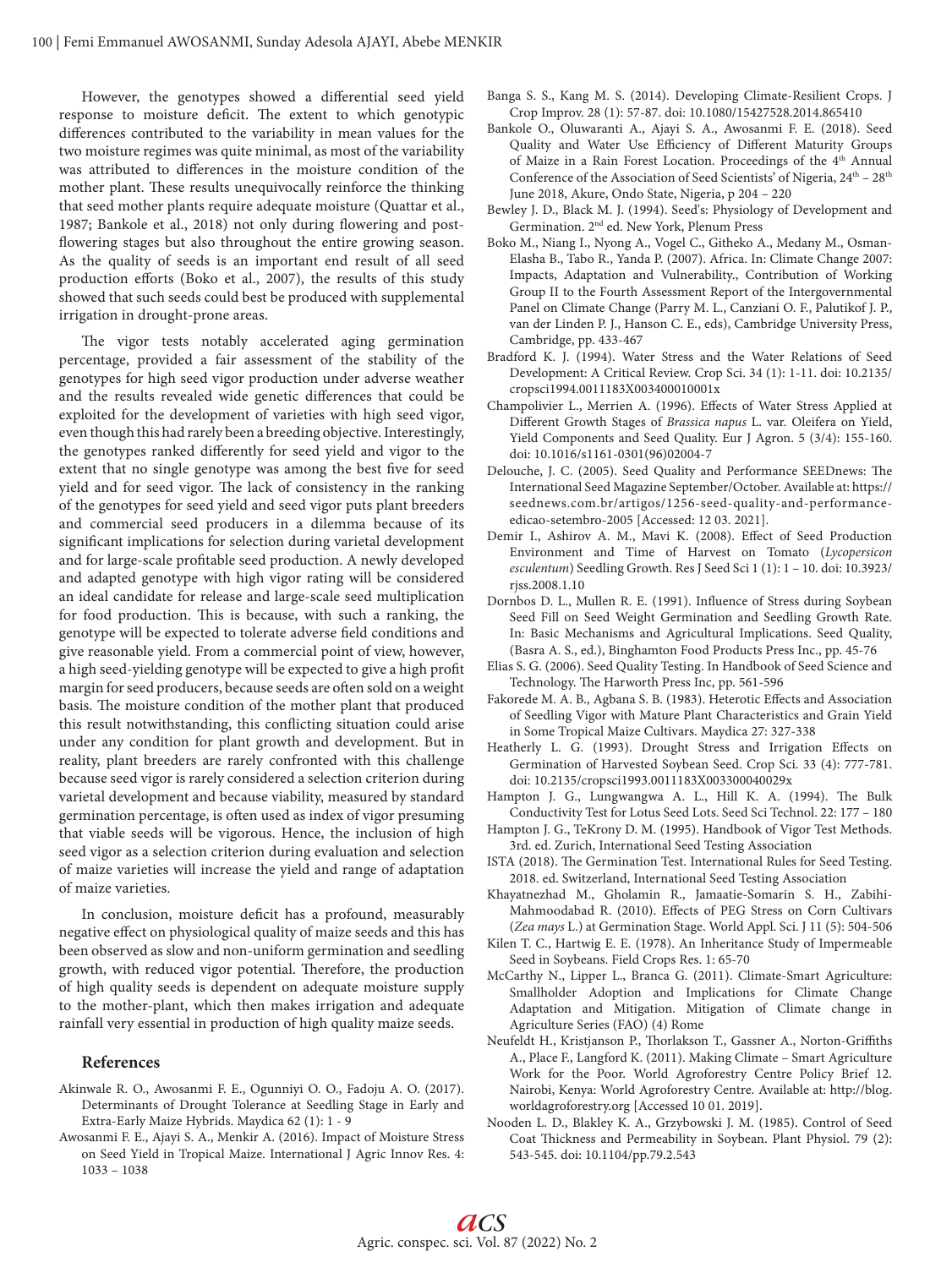However, the genotypes showed a differential seed yield response to moisture deficit. The extent to which genotypic differences contributed to the variability in mean values for the two moisture regimes was quite minimal, as most of the variability was attributed to differences in the moisture condition of the mother plant. These results unequivocally reinforce the thinking that seed mother plants require adequate moisture (Quattar et al., 1987; Bankole et al., 2018) not only during flowering and post-flowering stages but also throughout the entire growing season. As the quality of seeds is an important end result of all seed production efforts (Boko et al., 2007), the results of this study showed that such seeds could best be produced with supplemental irrigation in drought-prone areas.

The vigor tests notably accelerated aging germination percentage, provided a fair assessment of the stability of the genotypes for high seed vigor production under adverse weather and the results revealed wide genetic differences that could be exploited for the development of varieties with high seed vigor, even though this had rarely been a breeding objective. Interestingly, the genotypes ranked differently for seed yield and vigor to the extent that no single genotype was among the best five for seed yield and for seed vigor. The lack of consistency in the ranking of the genotypes for seed yield and seed vigor puts plant breeders and commercial seed producers in a dilemma because of its significant implications for selection during varietal development and for large-scale profitable seed production. A newly developed and adapted genotype with high vigor rating will be considered an ideal candidate for release and large-scale seed multiplication for food production. This is because, with such a ranking, the genotype will be expected to tolerate adverse field conditions and give reasonable yield. From a commercial point of view, however, a high seed-yielding genotype will be expected to give a high profit margin for seed producers, because seeds are often sold on a weight basis. The moisture condition of the mother plant that produced this result notwithstanding, this conflicting situation could arise under any condition for plant growth and development. But in reality, plant breeders are rarely confronted with this challenge because seed vigor is rarely considered a selection criterion during varietal development and because viability, measured by standard germination percentage, is often used as index of vigor presuming that viable seeds will be vigorous. Hence, the inclusion of high seed vigor as a selection criterion during evaluation and selection of maize varieties will increase the yield and range of adaptation of maize varieties.

In conclusion, moisture deficit has a profound, measurably negative effect on physiological quality of maize seeds and this has been observed as slow and non-uniform germination and seedling growth, with reduced vigor potential. Therefore, the production of high quality seeds is dependent on adequate moisture supply to the mother-plant, which then makes irrigation and adequate rainfall very essential in production of high quality maize seeds.

## References

Akinwale R. O., Awosanmi F. E., Ogunniyi O. O., Fadoju A. O. (2017). Determinants of Drought Tolerance at Seedling Stage in Early and Extra-Early Maize Hybrids. Maydica 62 (1): 1 - 9

Awosanmi F. E., Ajayi S. A., Menkir A. (2016). Impact of Moisture Stress on Seed Yield in Tropical Maize. International J Agric Innov Res. 4: 1033 – 1038

Banga S. S., Kang M. S. (2014). Developing Climate-Resilient Crops. J Crop Improv. 28 (1): 57-87. doi: 10.1080/15427528.2014.865410

Bankole O., Oluwaranti A., Ajayi S. A., Awosanmi F. E. (2018). Seed Quality and Water Use Efficiency of Different Maturity Groups of Maize in a Rain Forest Location. Proceedings of the 4th Annual Conference of the Association of Seed Scientists' of Nigeria, 24th – 28th June 2018, Akure, Ondo State, Nigeria, p 204 – 220

Bewley J. D., Black M. J. (1994). Seed's: Physiology of Development and Germination. 2nd ed. New York, Plenum Press

Boko M., Niang I., Nyong A., Vogel C., Githeko A., Medany M., Osman-Elasha B., Tabo R., Yanda P. (2007). Africa. In: Climate Change 2007: Impacts, Adaptation and Vulnerability., Contribution of Working Group II to the Fourth Assessment Report of the Intergovernmental Panel on Climate Change (Parry M. L., Canziani O. F., Palutikof J. P., van der Linden P. J., Hanson C. E., eds), Cambridge University Press, Cambridge, pp. 433-467

Bradford K. J. (1994). Water Stress and the Water Relations of Seed Development: A Critical Review. Crop Sci. 34 (1): 1-11. doi: 10.2135/cropsci1994.0011183X003400010001x

Champolivier L., Merrien A. (1996). Effects of Water Stress Applied at Different Growth Stages of *Brassica napus* L. var. Oleifera on Yield, Yield Components and Seed Quality. Eur J Agron. 5 (3/4): 155-160. doi: 10.1016/s1161-0301(96)02004-7

Delouche, J. C. (2005). Seed Quality and Performance SEEDnews: The International Seed Magazine September/October. Available at: https://seednews.com.br/artigos/1256-seed-quality-and-performance-edicao-setembro-2005 [Accessed: 12 03. 2021].

Demir I., Ashirov A. M., Mavi K. (2008). Effect of Seed Production Environment and Time of Harvest on Tomato (*Lycopersicon esculentum*) Seedling Growth. Res J Seed Sci 1 (1): 1 – 10. doi: 10.3923/rjss.2008.1.10

Dornbos D. L., Mullen R. E. (1991). Influence of Stress during Soybean Seed Fill on Seed Weight Germination and Seedling Growth Rate. In: Basic Mechanisms and Agricultural Implications. Seed Quality, (Basra A. S., ed.), Binghamton Food Products Press Inc., pp. 45-76

Elias S. G. (2006). Seed Quality Testing. In Handbook of Seed Science and Technology. The Harworth Press Inc, pp. 561-596

Fakorede M. A. B., Agbana S. B. (1983). Heterotic Effects and Association of Seedling Vigor with Mature Plant Characteristics and Grain Yield in Some Tropical Maize Cultivars. Maydica 27: 327-338

Heatherly L. G. (1993). Drought Stress and Irrigation Effects on Germination of Harvested Soybean Seed. Crop Sci. 33 (4): 777-781. doi: 10.2135/cropsci1993.0011183X003300040029x

Hampton J. G., Lungwangwa A. L., Hill K. A. (1994). The Bulk Conductivity Test for Lotus Seed Lots. Seed Sci Technol. 22: 177 – 180

Hampton J. G., TeKrony D. M. (1995). Handbook of Vigor Test Methods. 3rd. ed. Zurich, International Seed Testing Association

ISTA (2018). The Germination Test. International Rules for Seed Testing. 2018. ed. Switzerland, International Seed Testing Association

Khayatnezhad M., Gholamin R., Jamaatie-Somarin S. H., Zabihi-Mahmoodabad R. (2010). Effects of PEG Stress on Corn Cultivars (*Zea mays* L.) at Germination Stage. World Appl. Sci. J 11 (5): 504-506

Kilen T. C., Hartwig E. E. (1978). An Inheritance Study of Impermeable Seed in Soybeans. Field Crops Res. 1: 65-70

McCarthy N., Lipper L., Branca G. (2011). Climate-Smart Agriculture: Smallholder Adoption and Implications for Climate Change Adaptation and Mitigation. Mitigation of Climate change in Agriculture Series (FAO) (4) Rome

Neufeldt H., Kristjanson P., Thorlakson T., Gassner A., Norton-Griffiths A., Place F., Langford K. (2011). Making Climate – Smart Agriculture Work for the Poor. World Agroforestry Centre Policy Brief 12. Nairobi, Kenya: World Agroforestry Centre. Available at: http://blog.worldagroforestry.org [Accessed 10 01. 2019].

Nooden L. D., Blakley K. A., Grzybowski J. M. (1985). Control of Seed Coat Thickness and Permeability in Soybean. Plant Physiol. 79 (2): 543-545. doi: 10.1104/pp.79.2.543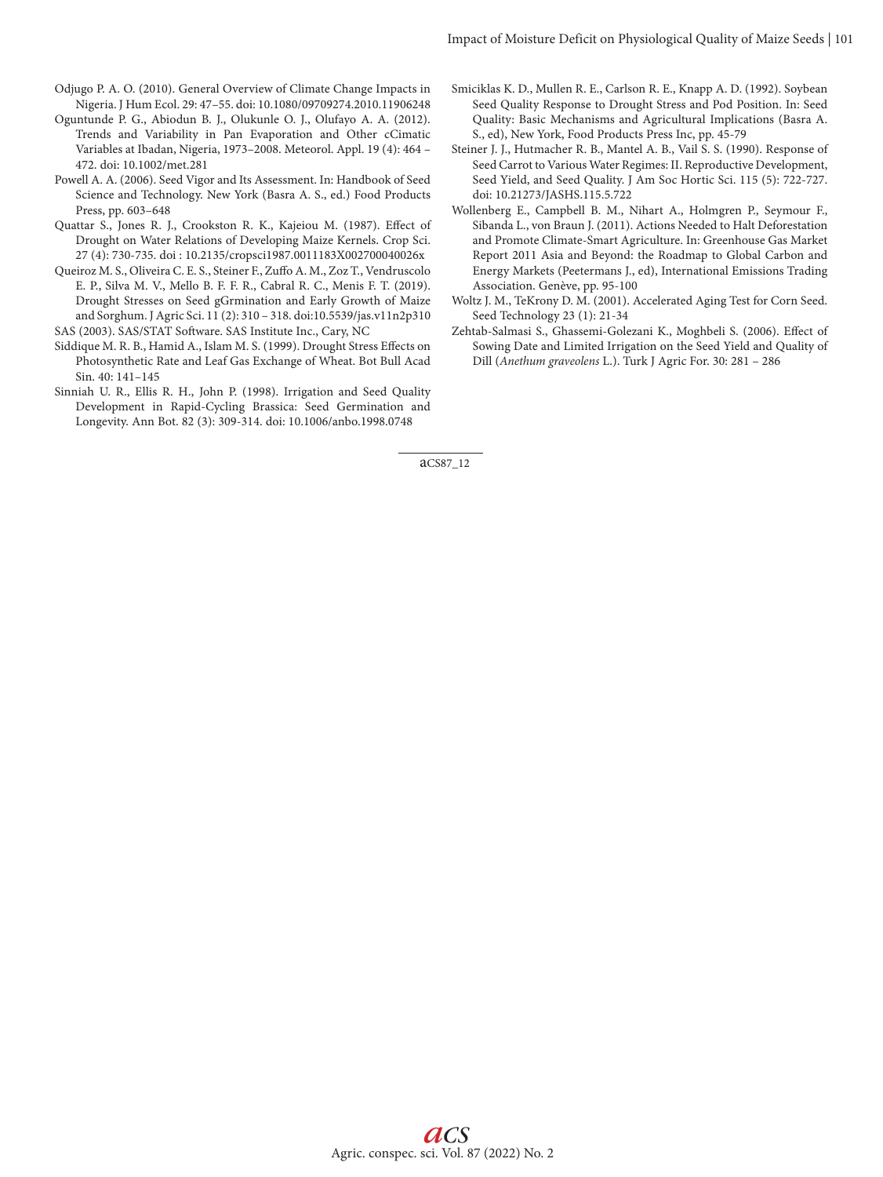Odjugo P. A. O. (2010). General Overview of Climate Change Impacts in Nigeria. J Hum Ecol. 29: 47–55. doi: 10.1080/09709274.2010.11906248

Oguntunde P. G., Abiodun B. J., Olukunle O. J., Olufayo A. A. (2012). Trends and Variability in Pan Evaporation and Other cCimatic Variables at Ibadan, Nigeria, 1973–2008. Meteorol. Appl. 19 (4): 464 – 472. doi: 10.1002/met.281

Powell A. A. (2006). Seed Vigor and Its Assessment. In: Handbook of Seed Science and Technology. New York (Basra A. S., ed.) Food Products Press, pp. 603–648

Quattar S., Jones R. J., Crookston R. K., Kajeiou M. (1987). Effect of Drought on Water Relations of Developing Maize Kernels. Crop Sci. 27 (4): 730-735. doi : 10.2135/cropsci1987.0011183X002700040026x

Queiroz M. S., Oliveira C. E. S., Steiner F., Zuffo A. M., Zoz T., Vendruscolo E. P., Silva M. V., Mello B. F. F. R., Cabral R. C., Menis F. T. (2019). Drought Stresses on Seed gGrmination and Early Growth of Maize and Sorghum. J Agric Sci. 11 (2): 310 – 318. doi:10.5539/jas.v11n2p310

SAS (2003). SAS/STAT Software. SAS Institute Inc., Cary, NC

Siddique M. R. B., Hamid A., Islam M. S. (1999). Drought Stress Effects on Photosynthetic Rate and Leaf Gas Exchange of Wheat. Bot Bull Acad Sin. 40: 141–145

Sinniah U. R., Ellis R. H., John P. (1998). Irrigation and Seed Quality Development in Rapid-Cycling Brassica: Seed Germination and Longevity. Ann Bot. 82 (3): 309-314. doi: 10.1006/anbo.1998.0748

Smiciklas K. D., Mullen R. E., Carlson R. E., Knapp A. D. (1992). Soybean Seed Quality Response to Drought Stress and Pod Position. In: Seed Quality: Basic Mechanisms and Agricultural Implications (Basra A. S., ed), New York, Food Products Press Inc, pp. 45-79

Steiner J. J., Hutmacher R. B., Mantel A. B., Vail S. S. (1990). Response of Seed Carrot to Various Water Regimes: II. Reproductive Development, Seed Yield, and Seed Quality. J Am Soc Hortic Sci. 115 (5): 722-727. doi: 10.21273/JASHS.115.5.722

Wollenberg E., Campbell B. M., Nihart A., Holmgren P., Seymour F., Sibanda L., von Braun J. (2011). Actions Needed to Halt Deforestation and Promote Climate-Smart Agriculture. In: Greenhouse Gas Market Report 2011 Asia and Beyond: the Roadmap to Global Carbon and Energy Markets (Peetermans J., ed), International Emissions Trading Association. Genève, pp. 95-100

Woltz J. M., TeKrony D. M. (2001). Accelerated Aging Test for Corn Seed. Seed Technology 23 (1): 21-34

Zehtab-Salmasi S., Ghassemi-Golezani K., Moghbeli S. (2006). Effect of Sowing Date and Limited Irrigation on the Seed Yield and Quality of Dill (*Anethum graveolens* L.). Turk J Agric For. 30: 281 – 286

aCS87_12